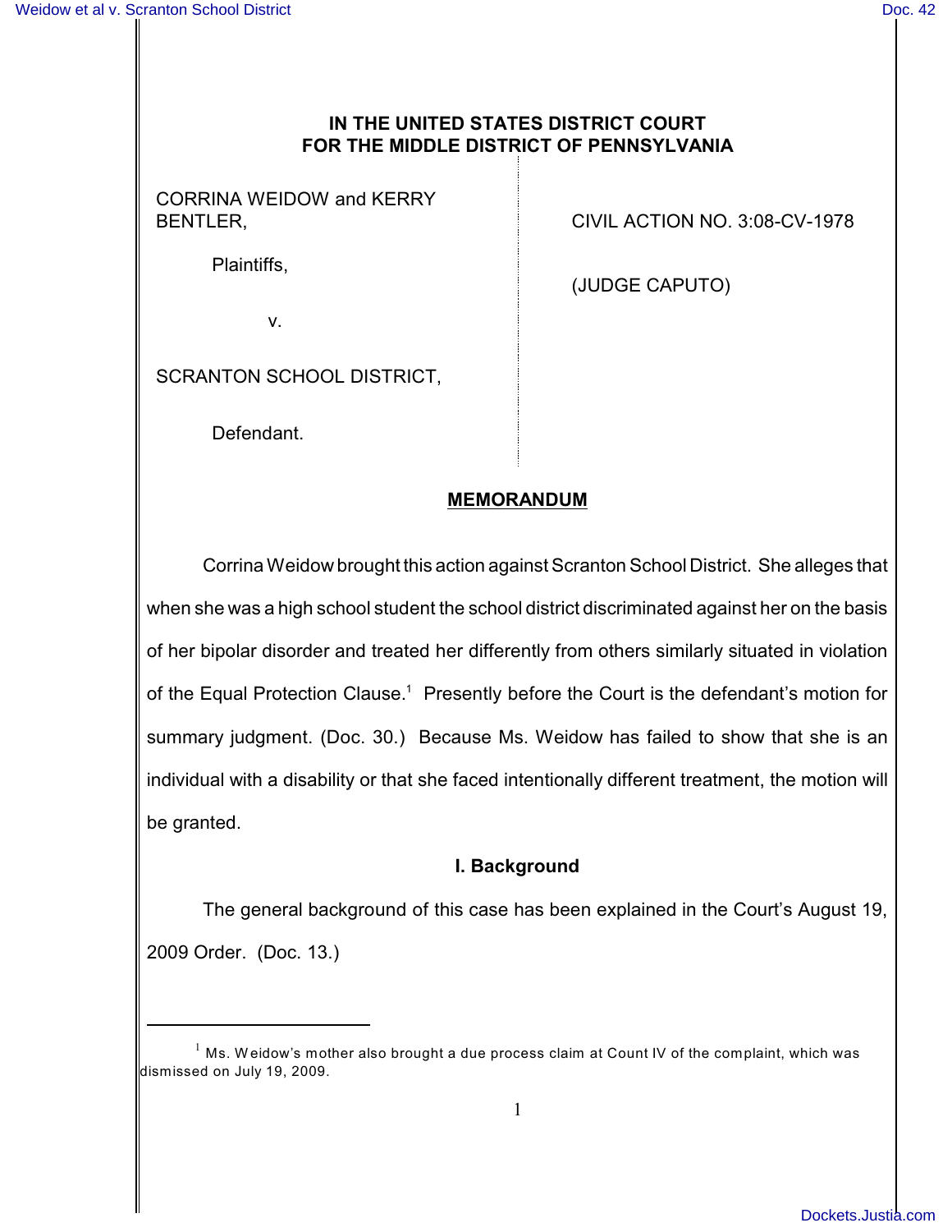**IN THE UNITED STATES DISTRICT COURT**
**FOR THE MIDDLE DISTRICT OF PENNSYLVANIA**

| | |
|---|---|
| CORRINA WEIDOW and KERRY BENTLER, | CIVIL ACTION NO. 3:08-CV-1978 |
| Plaintiffs, | (JUDGE CAPUTO) |
| v. | |
| SCRANTON SCHOOL DISTRICT, | |
| Defendant. | |

**MEMORANDUM**

Corrina Weidow brought this action against Scranton School District. She alleges that when she was a high school student the school district discriminated against her on the basis of her bipolar disorder and treated her differently from others similarly situated in violation of the Equal Protection Clause.[1] Presently before the Court is the defendant's motion for summary judgment. (Doc. 30.) Because Ms. Weidow has failed to show that she is an individual with a disability or that she faced intentionally different treatment, the motion will be granted.

## I. Background

The general background of this case has been explained in the Court's August 19, 2009 Order. (Doc. 13.)

[1] Ms. Weidow's mother also brought a due process claim at Count IV of the complaint, which was dismissed on July 19, 2009.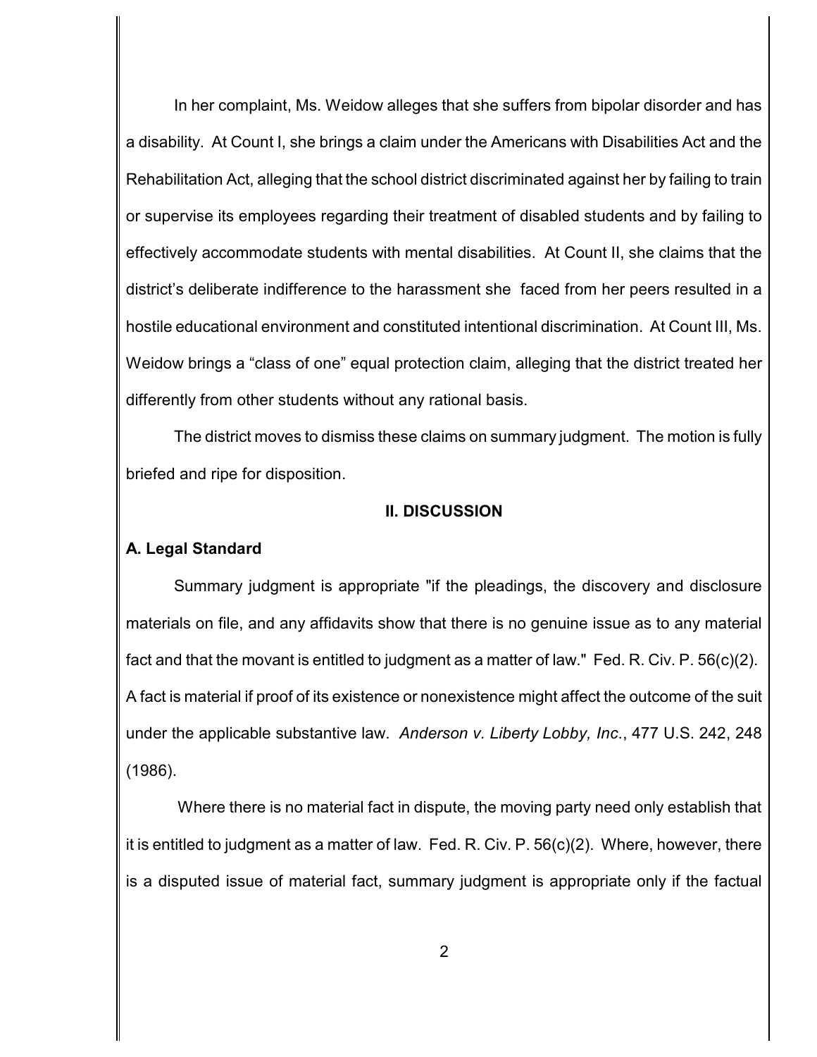In her complaint, Ms. Weidow alleges that she suffers from bipolar disorder and has a disability. At Count I, she brings a claim under the Americans with Disabilities Act and the Rehabilitation Act, alleging that the school district discriminated against her by failing to train or supervise its employees regarding their treatment of disabled students and by failing to effectively accommodate students with mental disabilities. At Count II, she claims that the district's deliberate indifference to the harassment she faced from her peers resulted in a hostile educational environment and constituted intentional discrimination. At Count III, Ms. Weidow brings a "class of one" equal protection claim, alleging that the district treated her differently from other students without any rational basis.

The district moves to dismiss these claims on summary judgment. The motion is fully briefed and ripe for disposition.

## II. DISCUSSION

### A. Legal Standard

Summary judgment is appropriate "if the pleadings, the discovery and disclosure materials on file, and any affidavits show that there is no genuine issue as to any material fact and that the movant is entitled to judgment as a matter of law." Fed. R. Civ. P. 56(c)(2). A fact is material if proof of its existence or nonexistence might affect the outcome of the suit under the applicable substantive law. *Anderson v. Liberty Lobby, Inc.*, 477 U.S. 242, 248 (1986).

Where there is no material fact in dispute, the moving party need only establish that it is entitled to judgment as a matter of law. Fed. R. Civ. P. 56(c)(2). Where, however, there is a disputed issue of material fact, summary judgment is appropriate only if the factual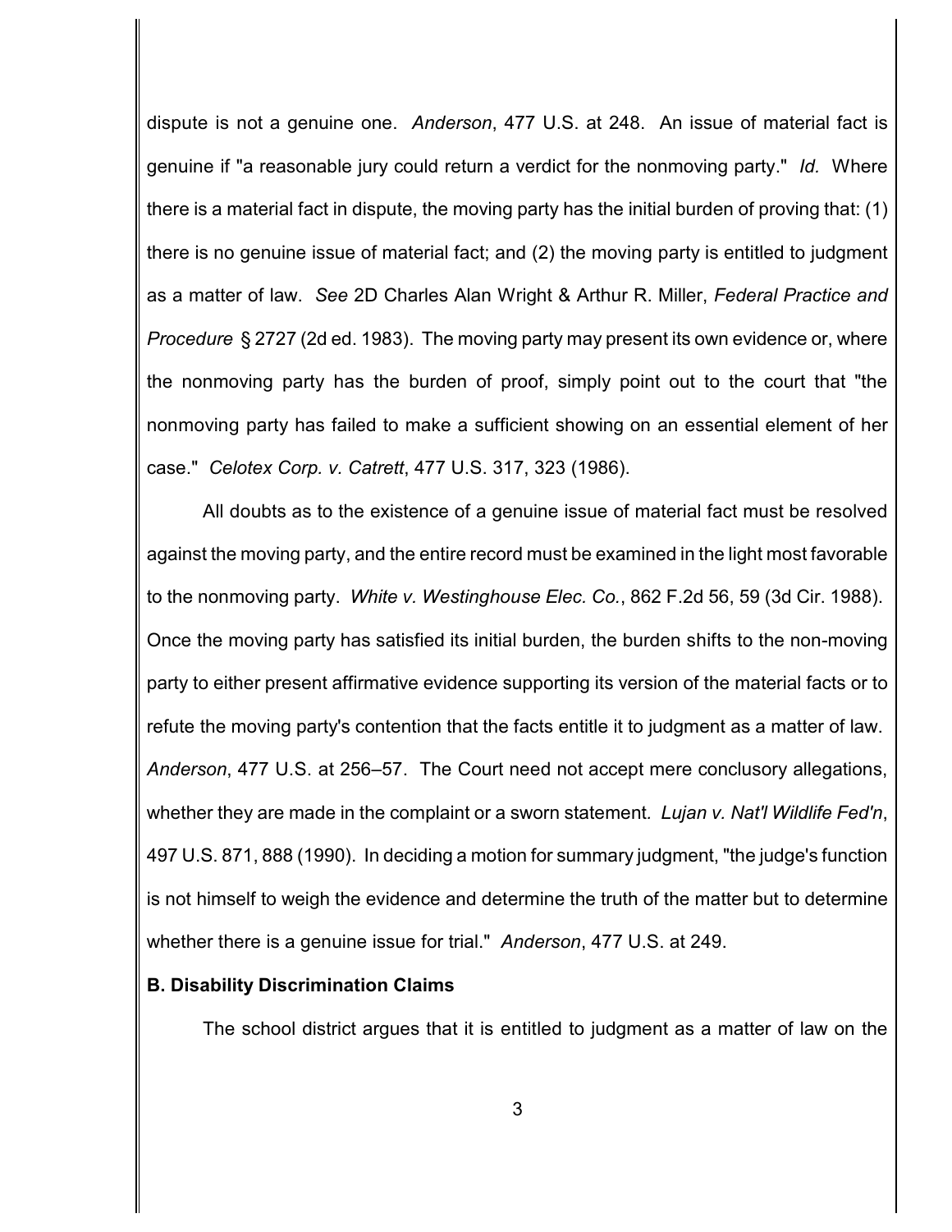dispute is not a genuine one. *Anderson*, 477 U.S. at 248. An issue of material fact is genuine if "a reasonable jury could return a verdict for the nonmoving party." *Id.* Where there is a material fact in dispute, the moving party has the initial burden of proving that: (1) there is no genuine issue of material fact; and (2) the moving party is entitled to judgment as a matter of law. *See* 2D Charles Alan Wright & Arthur R. Miller, *Federal Practice and Procedure* § 2727 (2d ed. 1983). The moving party may present its own evidence or, where the nonmoving party has the burden of proof, simply point out to the court that "the nonmoving party has failed to make a sufficient showing on an essential element of her case." *Celotex Corp. v. Catrett*, 477 U.S. 317, 323 (1986).

All doubts as to the existence of a genuine issue of material fact must be resolved against the moving party, and the entire record must be examined in the light most favorable to the nonmoving party. *White v. Westinghouse Elec. Co.*, 862 F.2d 56, 59 (3d Cir. 1988). Once the moving party has satisfied its initial burden, the burden shifts to the non-moving party to either present affirmative evidence supporting its version of the material facts or to refute the moving party's contention that the facts entitle it to judgment as a matter of law. *Anderson*, 477 U.S. at 256–57. The Court need not accept mere conclusory allegations, whether they are made in the complaint or a sworn statement. *Lujan v. Nat'l Wildlife Fed'n*, 497 U.S. 871, 888 (1990). In deciding a motion for summary judgment, "the judge's function is not himself to weigh the evidence and determine the truth of the matter but to determine whether there is a genuine issue for trial." *Anderson*, 477 U.S. at 249.

**B. Disability Discrimination Claims**

The school district argues that it is entitled to judgment as a matter of law on the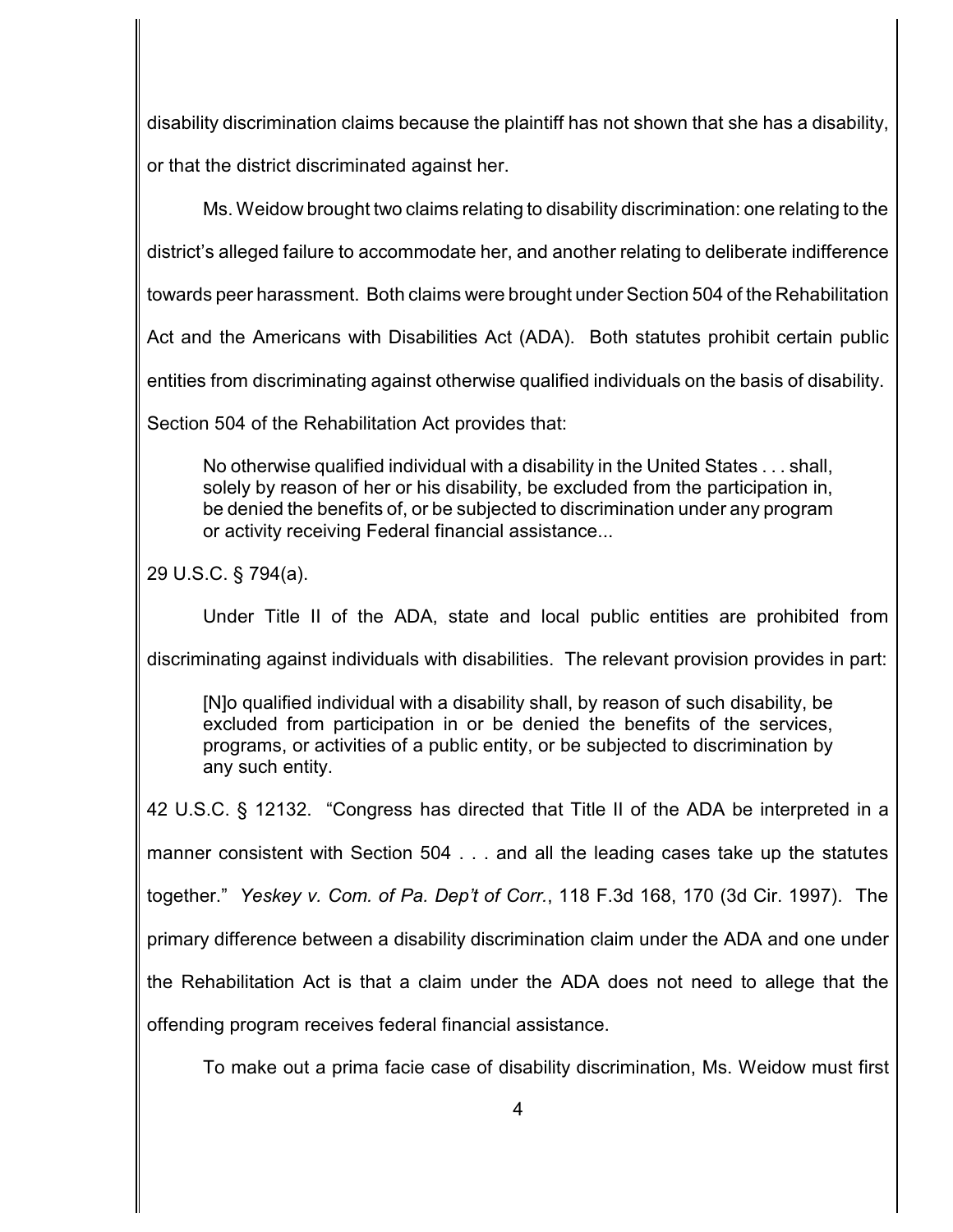disability discrimination claims because the plaintiff has not shown that she has a disability, or that the district discriminated against her.

Ms. Weidow brought two claims relating to disability discrimination: one relating to the district's alleged failure to accommodate her, and another relating to deliberate indifference towards peer harassment. Both claims were brought under Section 504 of the Rehabilitation Act and the Americans with Disabilities Act (ADA). Both statutes prohibit certain public entities from discriminating against otherwise qualified individuals on the basis of disability. Section 504 of the Rehabilitation Act provides that:

> No otherwise qualified individual with a disability in the United States . . . shall, solely by reason of her or his disability, be excluded from the participation in, be denied the benefits of, or be subjected to discrimination under any program or activity receiving Federal financial assistance...

29 U.S.C. § 794(a).

Under Title II of the ADA, state and local public entities are prohibited from discriminating against individuals with disabilities. The relevant provision provides in part:

> [N]o qualified individual with a disability shall, by reason of such disability, be excluded from participation in or be denied the benefits of the services, programs, or activities of a public entity, or be subjected to discrimination by any such entity.

42 U.S.C. § 12132. "Congress has directed that Title II of the ADA be interpreted in a manner consistent with Section 504 . . . and all the leading cases take up the statutes together." *Yeskey v. Com. of Pa. Dep't of Corr.*, 118 F.3d 168, 170 (3d Cir. 1997). The primary difference between a disability discrimination claim under the ADA and one under the Rehabilitation Act is that a claim under the ADA does not need to allege that the offending program receives federal financial assistance.

To make out a prima facie case of disability discrimination, Ms. Weidow must first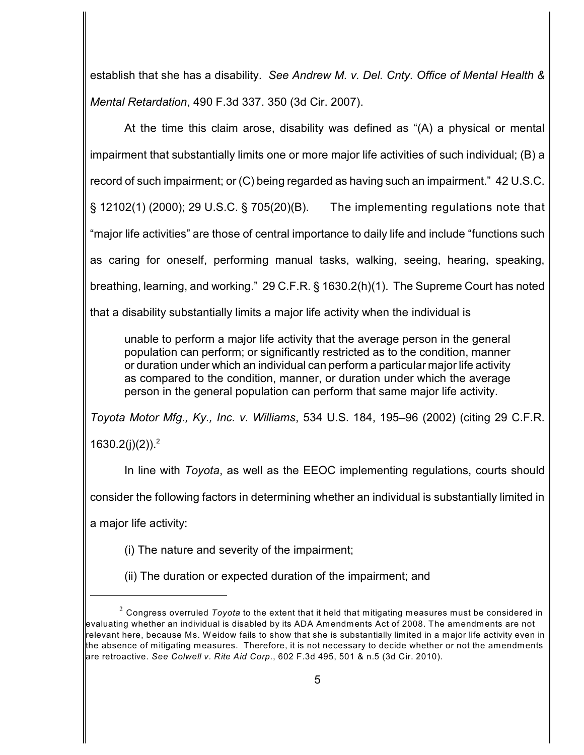establish that she has a disability. *See Andrew M. v. Del. Cnty. Office of Mental Health & Mental Retardation*, 490 F.3d 337. 350 (3d Cir. 2007).

At the time this claim arose, disability was defined as "(A) a physical or mental impairment that substantially limits one or more major life activities of such individual; (B) a record of such impairment; or (C) being regarded as having such an impairment." 42 U.S.C. § 12102(1) (2000); 29 U.S.C. § 705(20)(B). The implementing regulations note that "major life activities" are those of central importance to daily life and include "functions such as caring for oneself, performing manual tasks, walking, seeing, hearing, speaking, breathing, learning, and working." 29 C.F.R. § 1630.2(h)(1). The Supreme Court has noted that a disability substantially limits a major life activity when the individual is

> unable to perform a major life activity that the average person in the general population can perform; or significantly restricted as to the condition, manner or duration under which an individual can perform a particular major life activity as compared to the condition, manner, or duration under which the average person in the general population can perform that same major life activity.

*Toyota Motor Mfg., Ky., Inc. v. Williams*, 534 U.S. 184, 195–96 (2002) (citing 29 C.F.R. 1630.2(j)(2)).[2]

In line with *Toyota*, as well as the EEOC implementing regulations, courts should consider the following factors in determining whether an individual is substantially limited in a major life activity:

(i) The nature and severity of the impairment;

(ii) The duration or expected duration of the impairment; and

---

[2] Congress overruled *Toyota* to the extent that it held that mitigating measures must be considered in evaluating whether an individual is disabled by its ADA Amendments Act of 2008. The amendments are not relevant here, because Ms. Weidow fails to show that she is substantially limited in a major life activity even in the absence of mitigating measures. Therefore, it is not necessary to decide whether or not the amendments are retroactive. *See Colwell v. Rite Aid Corp.*, 602 F.3d 495, 501 & n.5 (3d Cir. 2010).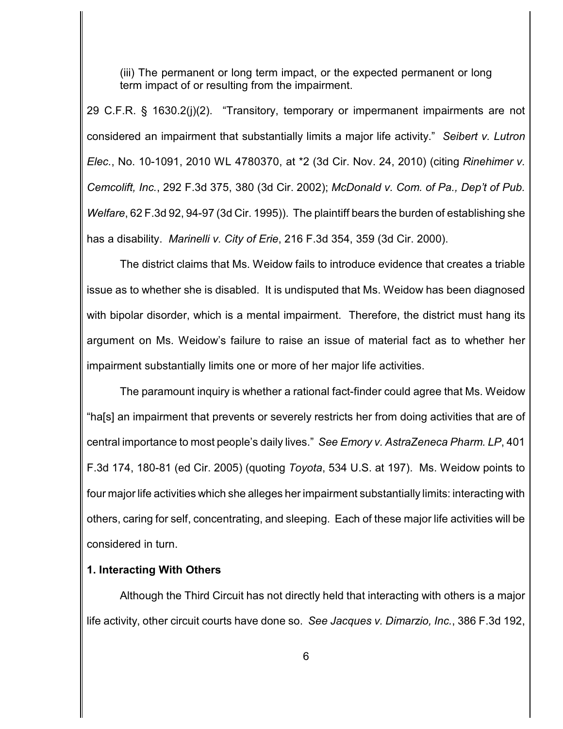(iii) The permanent or long term impact, or the expected permanent or long term impact of or resulting from the impairment.

29 C.F.R. § 1630.2(j)(2). "Transitory, temporary or impermanent impairments are not considered an impairment that substantially limits a major life activity." *Seibert v. Lutron Elec.*, No. 10-1091, 2010 WL 4780370, at *2 (3d Cir. Nov. 24, 2010) (citing *Rinehimer v. Cemcolift, Inc.*, 292 F.3d 375, 380 (3d Cir. 2002); *McDonald v. Com. of Pa., Dep't of Pub. Welfare*, 62 F.3d 92, 94-97 (3d Cir. 1995)). The plaintiff bears the burden of establishing she has a disability. *Marinelli v. City of Erie*, 216 F.3d 354, 359 (3d Cir. 2000).

The district claims that Ms. Weidow fails to introduce evidence that creates a triable issue as to whether she is disabled. It is undisputed that Ms. Weidow has been diagnosed with bipolar disorder, which is a mental impairment. Therefore, the district must hang its argument on Ms. Weidow's failure to raise an issue of material fact as to whether her impairment substantially limits one or more of her major life activities.

The paramount inquiry is whether a rational fact-finder could agree that Ms. Weidow "ha[s] an impairment that prevents or severely restricts her from doing activities that are of central importance to most people's daily lives." *See Emory v. AstraZeneca Pharm. LP*, 401 F.3d 174, 180-81 (ed Cir. 2005) (quoting *Toyota*, 534 U.S. at 197). Ms. Weidow points to four major life activities which she alleges her impairment substantially limits: interacting with others, caring for self, concentrating, and sleeping. Each of these major life activities will be considered in turn.

**1. Interacting With Others**

Although the Third Circuit has not directly held that interacting with others is a major life activity, other circuit courts have done so. *See Jacques v. Dimarzio, Inc.*, 386 F.3d 192,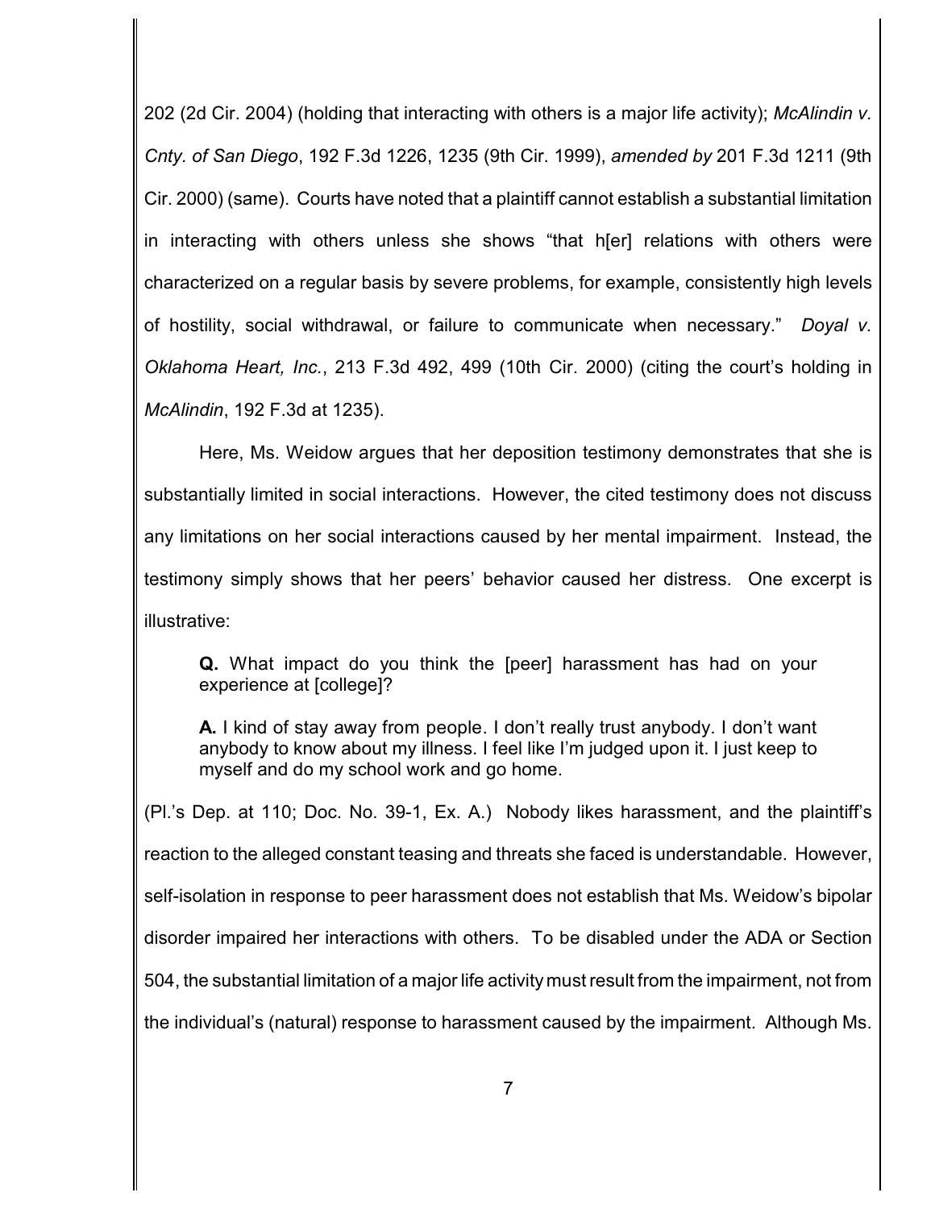202 (2d Cir. 2004) (holding that interacting with others is a major life activity); *McAlindin v. Cnty. of San Diego*, 192 F.3d 1226, 1235 (9th Cir. 1999), *amended by* 201 F.3d 1211 (9th Cir. 2000) (same). Courts have noted that a plaintiff cannot establish a substantial limitation in interacting with others unless she shows "that h[er] relations with others were characterized on a regular basis by severe problems, for example, consistently high levels of hostility, social withdrawal, or failure to communicate when necessary." *Doyal v. Oklahoma Heart, Inc.*, 213 F.3d 492, 499 (10th Cir. 2000) (citing the court's holding in *McAlindin*, 192 F.3d at 1235).

Here, Ms. Weidow argues that her deposition testimony demonstrates that she is substantially limited in social interactions. However, the cited testimony does not discuss any limitations on her social interactions caused by her mental impairment. Instead, the testimony simply shows that her peers' behavior caused her distress. One excerpt is illustrative:

> **Q.** What impact do you think the [peer] harassment has had on your experience at [college]?
>
> **A.** I kind of stay away from people. I don't really trust anybody. I don't want anybody to know about my illness. I feel like I'm judged upon it. I just keep to myself and do my school work and go home.

(Pl.'s Dep. at 110; Doc. No. 39-1, Ex. A.) Nobody likes harassment, and the plaintiff's reaction to the alleged constant teasing and threats she faced is understandable. However, self-isolation in response to peer harassment does not establish that Ms. Weidow's bipolar disorder impaired her interactions with others. To be disabled under the ADA or Section 504, the substantial limitation of a major life activity must result from the impairment, not from the individual's (natural) response to harassment caused by the impairment. Although Ms.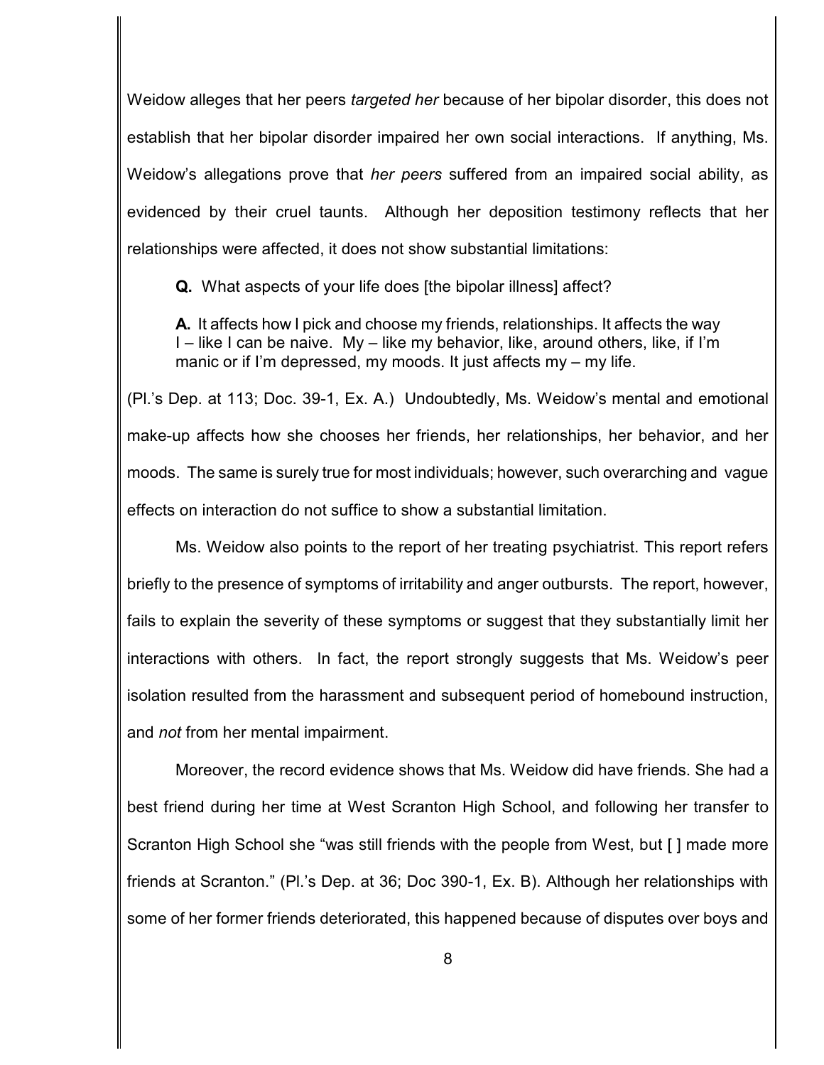Weidow alleges that her peers *targeted her* because of her bipolar disorder, this does not establish that her bipolar disorder impaired her own social interactions. If anything, Ms. Weidow's allegations prove that *her peers* suffered from an impaired social ability, as evidenced by their cruel taunts. Although her deposition testimony reflects that her relationships were affected, it does not show substantial limitations:

> **Q.** What aspects of your life does [the bipolar illness] affect?
>
> **A.** It affects how I pick and choose my friends, relationships. It affects the way I – like I can be naive. My – like my behavior, like, around others, like, if I'm manic or if I'm depressed, my moods. It just affects my – my life.

(Pl.'s Dep. at 113; Doc. 39-1, Ex. A.) Undoubtedly, Ms. Weidow's mental and emotional make-up affects how she chooses her friends, her relationships, her behavior, and her moods. The same is surely true for most individuals; however, such overarching and vague effects on interaction do not suffice to show a substantial limitation.

Ms. Weidow also points to the report of her treating psychiatrist. This report refers briefly to the presence of symptoms of irritability and anger outbursts. The report, however, fails to explain the severity of these symptoms or suggest that they substantially limit her interactions with others. In fact, the report strongly suggests that Ms. Weidow's peer isolation resulted from the harassment and subsequent period of homebound instruction, and *not* from her mental impairment.

Moreover, the record evidence shows that Ms. Weidow did have friends. She had a best friend during her time at West Scranton High School, and following her transfer to Scranton High School she "was still friends with the people from West, but [ ] made more friends at Scranton." (Pl.'s Dep. at 36; Doc 390-1, Ex. B). Although her relationships with some of her former friends deteriorated, this happened because of disputes over boys and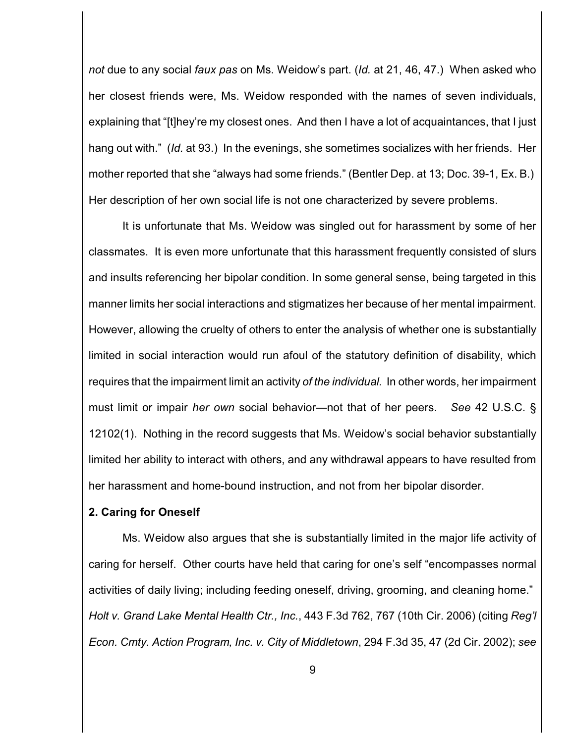*not* due to any social *faux pas* on Ms. Weidow's part. (*Id.* at 21, 46, 47.) When asked who her closest friends were, Ms. Weidow responded with the names of seven individuals, explaining that "[t]hey're my closest ones. And then I have a lot of acquaintances, that I just hang out with." (*Id.* at 93.) In the evenings, she sometimes socializes with her friends. Her mother reported that she "always had some friends." (Bentler Dep. at 13; Doc. 39-1, Ex. B.) Her description of her own social life is not one characterized by severe problems.

It is unfortunate that Ms. Weidow was singled out for harassment by some of her classmates. It is even more unfortunate that this harassment frequently consisted of slurs and insults referencing her bipolar condition. In some general sense, being targeted in this manner limits her social interactions and stigmatizes her because of her mental impairment. However, allowing the cruelty of others to enter the analysis of whether one is substantially limited in social interaction would run afoul of the statutory definition of disability, which requires that the impairment limit an activity *of the individual.* In other words, her impairment must limit or impair *her own* social behavior—not that of her peers. *See* 42 U.S.C. § 12102(1). Nothing in the record suggests that Ms. Weidow's social behavior substantially limited her ability to interact with others, and any withdrawal appears to have resulted from her harassment and home-bound instruction, and not from her bipolar disorder.

**2. Caring for Oneself**

Ms. Weidow also argues that she is substantially limited in the major life activity of caring for herself. Other courts have held that caring for one's self "encompasses normal activities of daily living; including feeding oneself, driving, grooming, and cleaning home." *Holt v. Grand Lake Mental Health Ctr., Inc.*, 443 F.3d 762, 767 (10th Cir. 2006) (citing *Reg'l Econ. Cmty. Action Program, Inc. v. City of Middletown*, 294 F.3d 35, 47 (2d Cir. 2002); *see*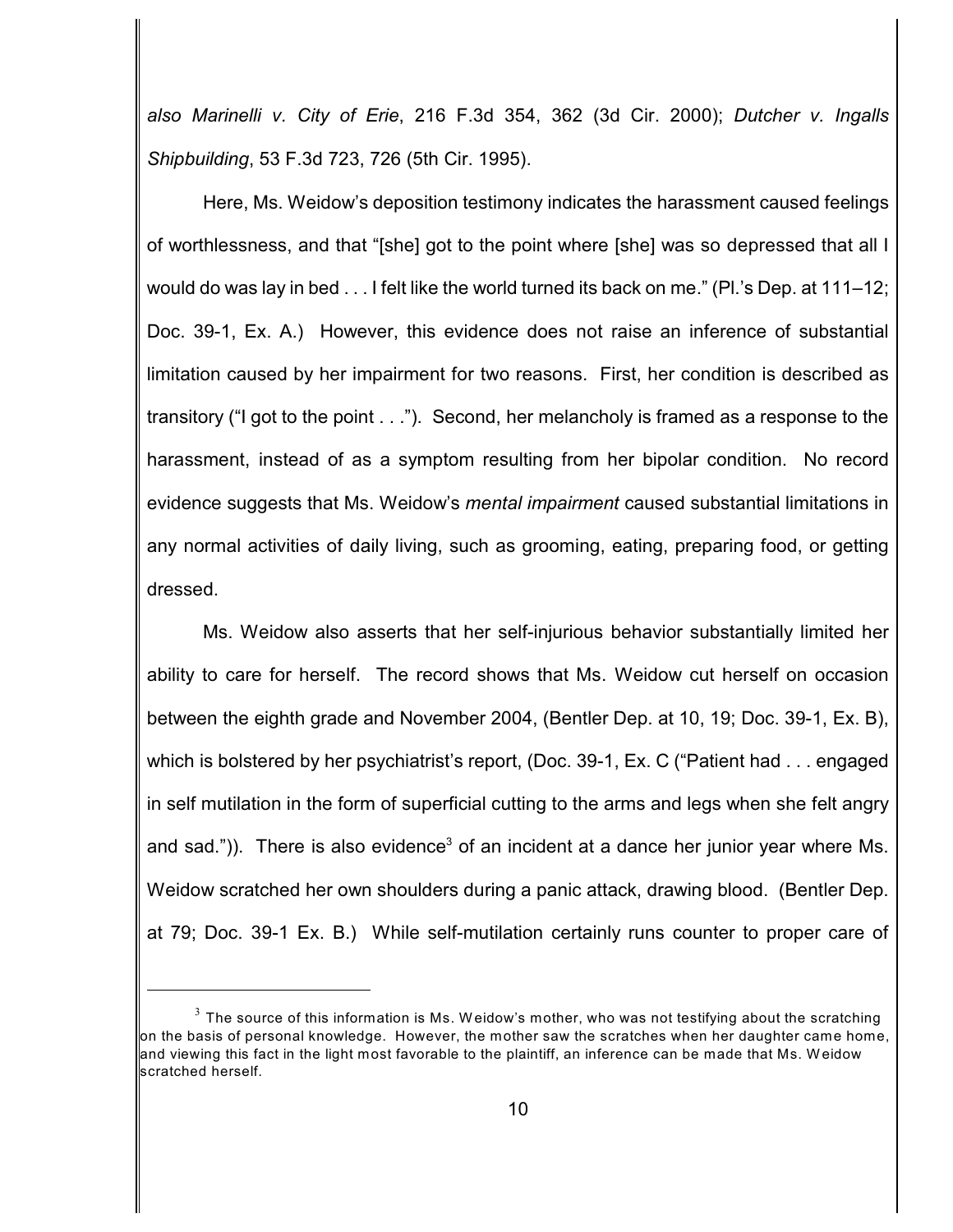*also Marinelli v. City of Erie*, 216 F.3d 354, 362 (3d Cir. 2000); *Dutcher v. Ingalls Shipbuilding*, 53 F.3d 723, 726 (5th Cir. 1995).

Here, Ms. Weidow's deposition testimony indicates the harassment caused feelings of worthlessness, and that "[she] got to the point where [she] was so depressed that all I would do was lay in bed . . . I felt like the world turned its back on me." (Pl.'s Dep. at 111–12; Doc. 39-1, Ex. A.) However, this evidence does not raise an inference of substantial limitation caused by her impairment for two reasons. First, her condition is described as transitory ("I got to the point . . ."). Second, her melancholy is framed as a response to the harassment, instead of as a symptom resulting from her bipolar condition. No record evidence suggests that Ms. Weidow's *mental impairment* caused substantial limitations in any normal activities of daily living, such as grooming, eating, preparing food, or getting dressed.

Ms. Weidow also asserts that her self-injurious behavior substantially limited her ability to care for herself. The record shows that Ms. Weidow cut herself on occasion between the eighth grade and November 2004, (Bentler Dep. at 10, 19; Doc. 39-1, Ex. B), which is bolstered by her psychiatrist's report, (Doc. 39-1, Ex. C ("Patient had . . . engaged in self mutilation in the form of superficial cutting to the arms and legs when she felt angry and sad.")). There is also evidence[3] of an incident at a dance her junior year where Ms. Weidow scratched her own shoulders during a panic attack, drawing blood. (Bentler Dep. at 79; Doc. 39-1 Ex. B.) While self-mutilation certainly runs counter to proper care of

[3] The source of this information is Ms. Weidow's mother, who was not testifying about the scratching on the basis of personal knowledge. However, the mother saw the scratches when her daughter came home, and viewing this fact in the light most favorable to the plaintiff, an inference can be made that Ms. Weidow scratched herself.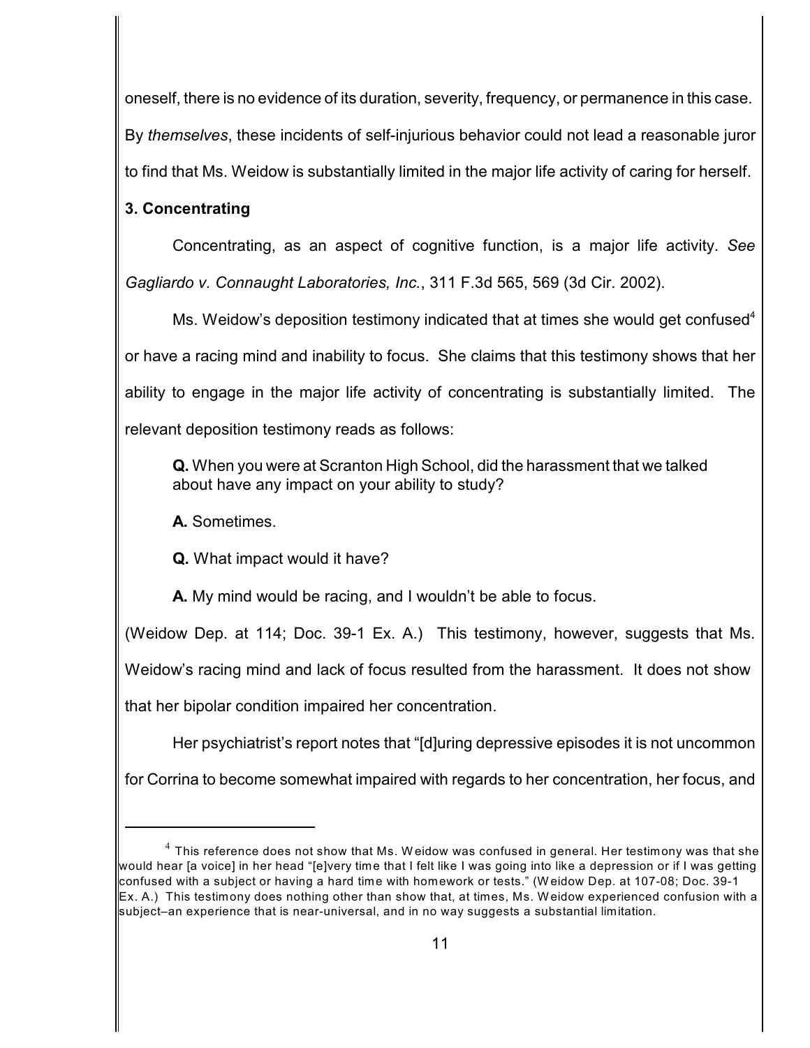oneself, there is no evidence of its duration, severity, frequency, or permanence in this case. By *themselves*, these incidents of self-injurious behavior could not lead a reasonable juror to find that Ms. Weidow is substantially limited in the major life activity of caring for herself.

**3. Concentrating**

Concentrating, as an aspect of cognitive function, is a major life activity. *See Gagliardo v. Connaught Laboratories, Inc.*, 311 F.3d 565, 569 (3d Cir. 2002).

Ms. Weidow's deposition testimony indicated that at times she would get confused[4] or have a racing mind and inability to focus. She claims that this testimony shows that her ability to engage in the major life activity of concentrating is substantially limited. The relevant deposition testimony reads as follows:

> **Q.** When you were at Scranton High School, did the harassment that we talked about have any impact on your ability to study?
>
> **A.** Sometimes.
>
> **Q.** What impact would it have?
>
> **A.** My mind would be racing, and I wouldn't be able to focus.

(Weidow Dep. at 114; Doc. 39-1 Ex. A.) This testimony, however, suggests that Ms. Weidow's racing mind and lack of focus resulted from the harassment. It does not show that her bipolar condition impaired her concentration.

Her psychiatrist's report notes that "[d]uring depressive episodes it is not uncommon for Corrina to become somewhat impaired with regards to her concentration, her focus, and

---

[4] This reference does not show that Ms. Weidow was confused in general. Her testimony was that she would hear [a voice] in her head "[e]very time that I felt like I was going into like a depression or if I was getting confused with a subject or having a hard time with homework or tests." (Weidow Dep. at 107-08; Doc. 39-1 Ex. A.) This testimony does nothing other than show that, at times, Ms. Weidow experienced confusion with a subject–an experience that is near-universal, and in no way suggests a substantial limitation.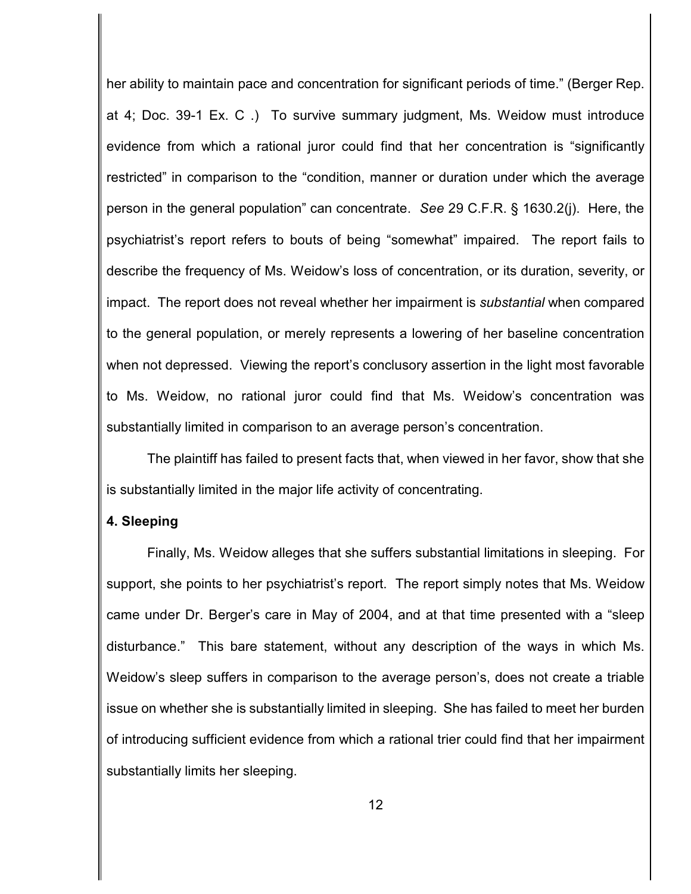her ability to maintain pace and concentration for significant periods of time." (Berger Rep. at 4; Doc. 39-1 Ex. C .) To survive summary judgment, Ms. Weidow must introduce evidence from which a rational juror could find that her concentration is "significantly restricted" in comparison to the "condition, manner or duration under which the average person in the general population" can concentrate. *See* 29 C.F.R. § 1630.2(j). Here, the psychiatrist's report refers to bouts of being "somewhat" impaired. The report fails to describe the frequency of Ms. Weidow's loss of concentration, or its duration, severity, or impact. The report does not reveal whether her impairment is *substantial* when compared to the general population, or merely represents a lowering of her baseline concentration when not depressed. Viewing the report's conclusory assertion in the light most favorable to Ms. Weidow, no rational juror could find that Ms. Weidow's concentration was substantially limited in comparison to an average person's concentration.

The plaintiff has failed to present facts that, when viewed in her favor, show that she is substantially limited in the major life activity of concentrating.

**4. Sleeping**

Finally, Ms. Weidow alleges that she suffers substantial limitations in sleeping. For support, she points to her psychiatrist's report. The report simply notes that Ms. Weidow came under Dr. Berger's care in May of 2004, and at that time presented with a "sleep disturbance." This bare statement, without any description of the ways in which Ms. Weidow's sleep suffers in comparison to the average person's, does not create a triable issue on whether she is substantially limited in sleeping. She has failed to meet her burden of introducing sufficient evidence from which a rational trier could find that her impairment substantially limits her sleeping.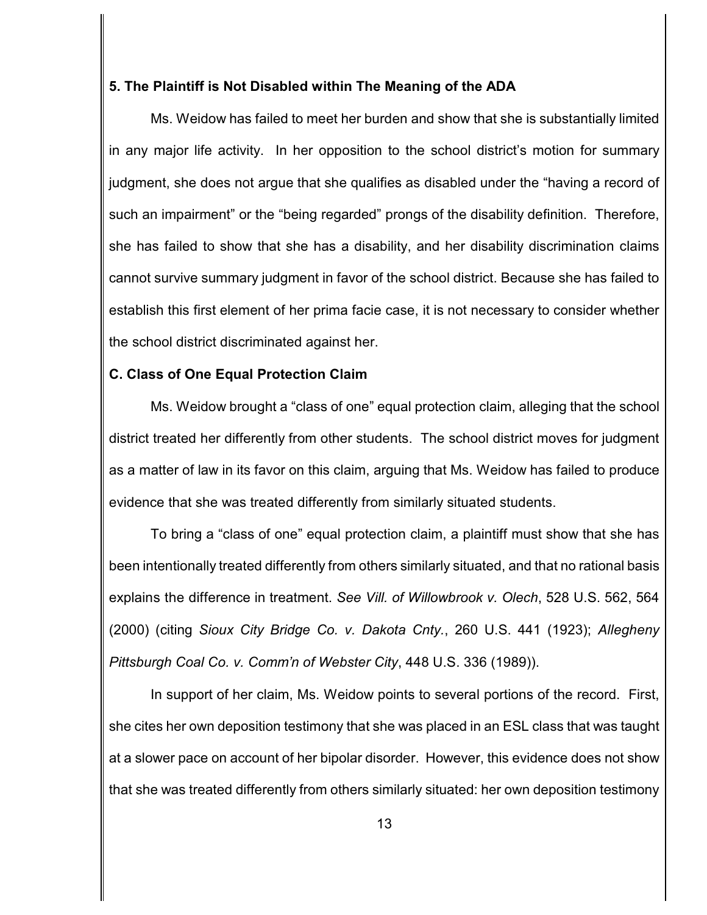**5. The Plaintiff is Not Disabled within The Meaning of the ADA**

Ms. Weidow has failed to meet her burden and show that she is substantially limited in any major life activity. In her opposition to the school district's motion for summary judgment, she does not argue that she qualifies as disabled under the "having a record of such an impairment" or the "being regarded" prongs of the disability definition. Therefore, she has failed to show that she has a disability, and her disability discrimination claims cannot survive summary judgment in favor of the school district. Because she has failed to establish this first element of her prima facie case, it is not necessary to consider whether the school district discriminated against her.

**C. Class of One Equal Protection Claim**

Ms. Weidow brought a "class of one" equal protection claim, alleging that the school district treated her differently from other students. The school district moves for judgment as a matter of law in its favor on this claim, arguing that Ms. Weidow has failed to produce evidence that she was treated differently from similarly situated students.

To bring a "class of one" equal protection claim, a plaintiff must show that she has been intentionally treated differently from others similarly situated, and that no rational basis explains the difference in treatment. *See Vill. of Willowbrook v. Olech*, 528 U.S. 562, 564 (2000) (citing *Sioux City Bridge Co. v. Dakota Cnty.*, 260 U.S. 441 (1923); *Allegheny Pittsburgh Coal Co. v. Comm'n of Webster City*, 448 U.S. 336 (1989)).

In support of her claim, Ms. Weidow points to several portions of the record. First, she cites her own deposition testimony that she was placed in an ESL class that was taught at a slower pace on account of her bipolar disorder. However, this evidence does not show that she was treated differently from others similarly situated: her own deposition testimony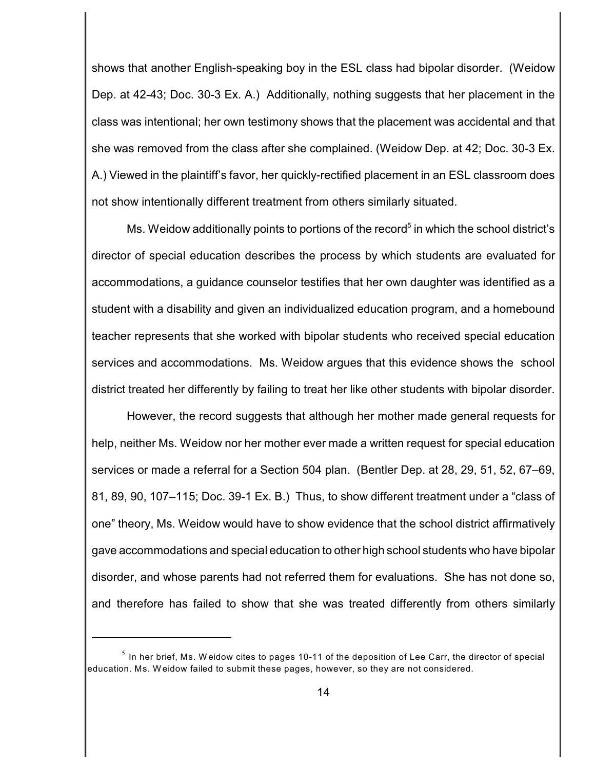shows that another English-speaking boy in the ESL class had bipolar disorder. (Weidow Dep. at 42-43; Doc. 30-3 Ex. A.) Additionally, nothing suggests that her placement in the class was intentional; her own testimony shows that the placement was accidental and that she was removed from the class after she complained. (Weidow Dep. at 42; Doc. 30-3 Ex. A.) Viewed in the plaintiff's favor, her quickly-rectified placement in an ESL classroom does not show intentionally different treatment from others similarly situated.

Ms. Weidow additionally points to portions of the record[5] in which the school district's director of special education describes the process by which students are evaluated for accommodations, a guidance counselor testifies that her own daughter was identified as a student with a disability and given an individualized education program, and a homebound teacher represents that she worked with bipolar students who received special education services and accommodations. Ms. Weidow argues that this evidence shows the school district treated her differently by failing to treat her like other students with bipolar disorder.

However, the record suggests that although her mother made general requests for help, neither Ms. Weidow nor her mother ever made a written request for special education services or made a referral for a Section 504 plan. (Bentler Dep. at 28, 29, 51, 52, 67–69, 81, 89, 90, 107–115; Doc. 39-1 Ex. B.) Thus, to show different treatment under a "class of one" theory, Ms. Weidow would have to show evidence that the school district affirmatively gave accommodations and special education to other high school students who have bipolar disorder, and whose parents had not referred them for evaluations. She has not done so, and therefore has failed to show that she was treated differently from others similarly

[5] In her brief, Ms. Weidow cites to pages 10-11 of the deposition of Lee Carr, the director of special education. Ms. Weidow failed to submit these pages, however, so they are not considered.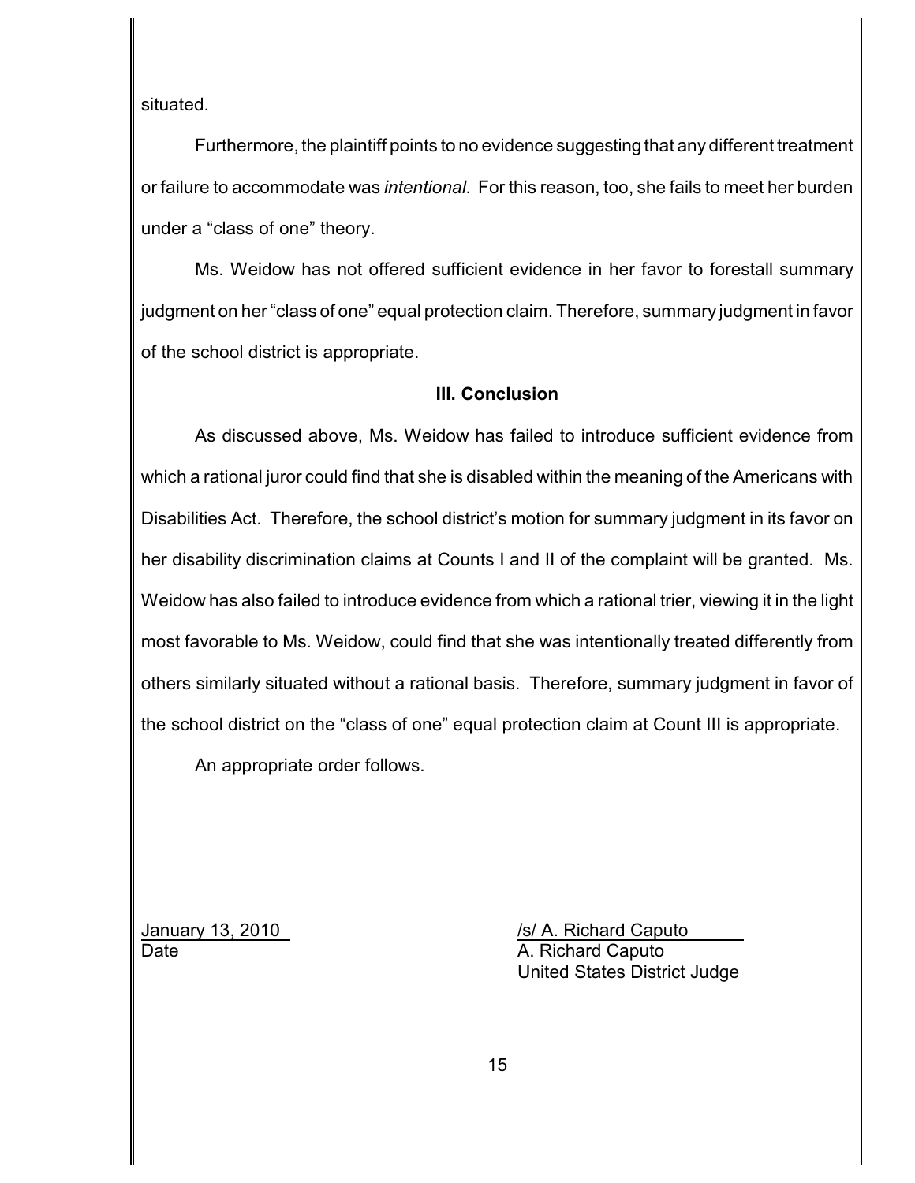situated.

Furthermore, the plaintiff points to no evidence suggesting that any different treatment or failure to accommodate was *intentional*. For this reason, too, she fails to meet her burden under a "class of one" theory.

Ms. Weidow has not offered sufficient evidence in her favor to forestall summary judgment on her "class of one" equal protection claim. Therefore, summary judgment in favor of the school district is appropriate.

## III. Conclusion

As discussed above, Ms. Weidow has failed to introduce sufficient evidence from which a rational juror could find that she is disabled within the meaning of the Americans with Disabilities Act. Therefore, the school district's motion for summary judgment in its favor on her disability discrimination claims at Counts I and II of the complaint will be granted. Ms. Weidow has also failed to introduce evidence from which a rational trier, viewing it in the light most favorable to Ms. Weidow, could find that she was intentionally treated differently from others similarly situated without a rational basis. Therefore, summary judgment in favor of the school district on the "class of one" equal protection claim at Count III is appropriate.

An appropriate order follows.

January 13, 2010
Date

/s/ A. Richard Caputo
A. Richard Caputo
United States District Judge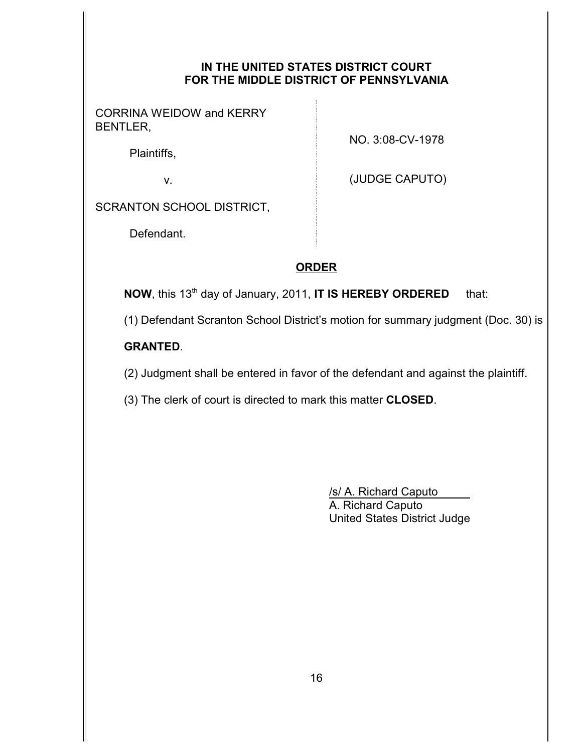**IN THE UNITED STATES DISTRICT COURT**
**FOR THE MIDDLE DISTRICT OF PENNSYLVANIA**

CORRINA WEIDOW and KERRY BENTLER,

Plaintiffs,

v.

SCRANTON SCHOOL DISTRICT,

Defendant.

NO. 3:08-CV-1978

(JUDGE CAPUTO)

## ORDER

**NOW**, this 13th day of January, 2011, **IT IS HEREBY ORDERED** that:

(1) Defendant Scranton School District's motion for summary judgment (Doc. 30) is **GRANTED**.

(2) Judgment shall be entered in favor of the defendant and against the plaintiff.

(3) The clerk of court is directed to mark this matter **CLOSED**.

/s/ A. Richard Caputo
A. Richard Caputo
United States District Judge